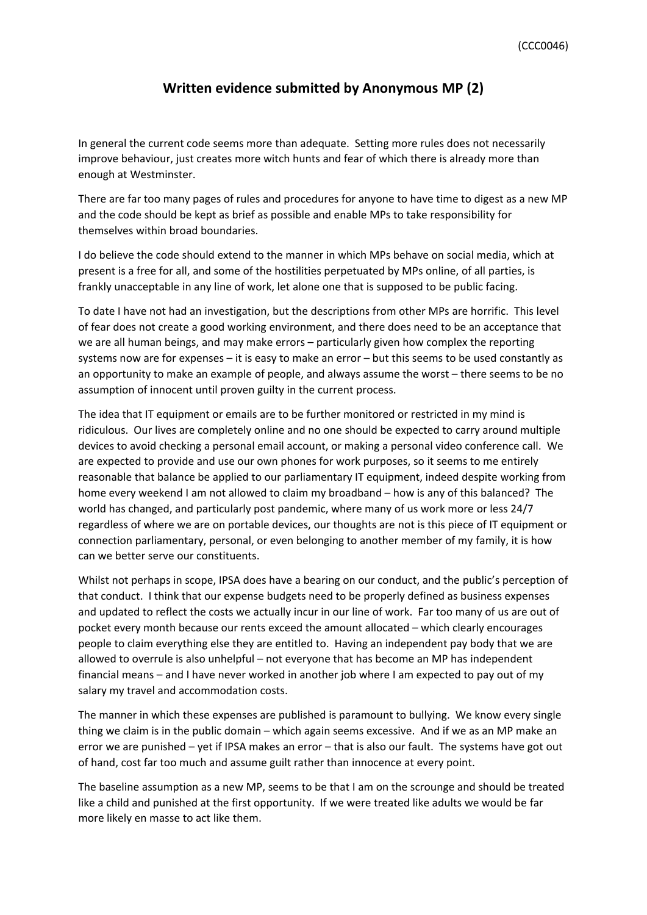(CCC0046)

# Written evidence submitted by Anonymous MP (2)

In general the current code seems more than adequate. Setting more rules does not necessarily improve behaviour, just creates more witch hunts and fear of which there is already more than enough at Westminster.

There are far too many pages of rules and procedures for anyone to have time to digest as a new MP and the code should be kept as brief as possible and enable MPs to take responsibility for themselves within broad boundaries.

I do believe the code should extend to the manner in which MPs behave on social media, which at present is a free for all, and some of the hostilities perpetuated by MPs online, of all parties, is frankly unacceptable in any line of work, let alone one that is supposed to be public facing.

To date I have not had an investigation, but the descriptions from other MPs are horrific. This level of fear does not create a good working environment, and there does need to be an acceptance that we are all human beings, and may make errors – particularly given how complex the reporting systems now are for expenses – it is easy to make an error – but this seems to be used constantly as an opportunity to make an example of people, and always assume the worst – there seems to be no assumption of innocent until proven guilty in the current process.

The idea that IT equipment or emails are to be further monitored or restricted in my mind is ridiculous. Our lives are completely online and no one should be expected to carry around multiple devices to avoid checking a personal email account, or making a personal video conference call. We are expected to provide and use our own phones for work purposes, so it seems to me entirely reasonable that balance be applied to our parliamentary IT equipment, indeed despite working from home every weekend I am not allowed to claim my broadband – how is any of this balanced? The world has changed, and particularly post pandemic, where many of us work more or less 24/7 regardless of where we are on portable devices, our thoughts are not is this piece of IT equipment or connection parliamentary, personal, or even belonging to another member of my family, it is how can we better serve our constituents.

Whilst not perhaps in scope, IPSA does have a bearing on our conduct, and the public's perception of that conduct. I think that our expense budgets need to be properly defined as business expenses and updated to reflect the costs we actually incur in our line of work. Far too many of us are out of pocket every month because our rents exceed the amount allocated – which clearly encourages people to claim everything else they are entitled to. Having an independent pay body that we are allowed to overrule is also unhelpful – not everyone that has become an MP has independent financial means – and I have never worked in another job where I am expected to pay out of my salary my travel and accommodation costs.

The manner in which these expenses are published is paramount to bullying. We know every single thing we claim is in the public domain – which again seems excessive. And if we as an MP make an error we are punished – yet if IPSA makes an error – that is also our fault. The systems have got out of hand, cost far too much and assume guilt rather than innocence at every point.

The baseline assumption as a new MP, seems to be that I am on the scrounge and should be treated like a child and punished at the first opportunity. If we were treated like adults we would be far more likely en masse to act like them.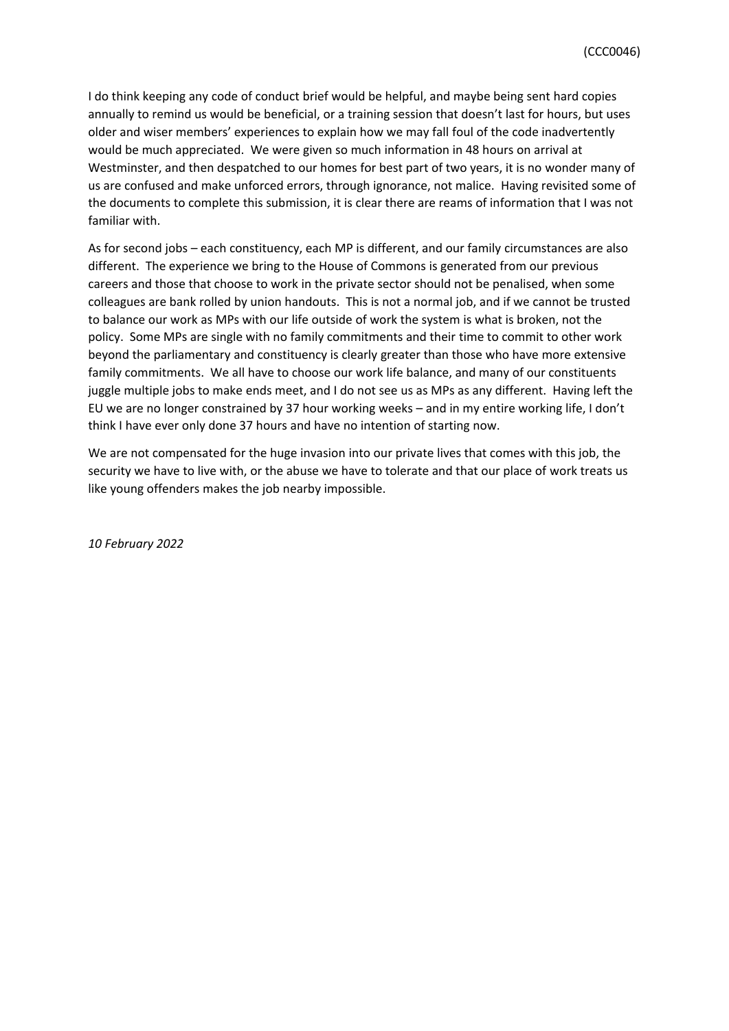I do think keeping any code of conduct brief would be helpful, and maybe being sent hard copies annually to remind us would be beneficial, or a training session that doesn't last for hours, but uses older and wiser members' experiences to explain how we may fall foul of the code inadvertently would be much appreciated. We were given so much information in 48 hours on arrival at Westminster, and then despatched to our homes for best part of two years, it is no wonder many of us are confused and make unforced errors, through ignorance, not malice. Having revisited some of the documents to complete this submission, it is clear there are reams of information that I was not familiar with.

As for second jobs – each constituency, each MP is different, and our family circumstances are also different. The experience we bring to the House of Commons is generated from our previous careers and those that choose to work in the private sector should not be penalised, when some colleagues are bank rolled by union handouts. This is not a normal job, and if we cannot be trusted to balance our work as MPs with our life outside of work the system is what is broken, not the policy. Some MPs are single with no family commitments and their time to commit to other work beyond the parliamentary and constituency is clearly greater than those who have more extensive family commitments. We all have to choose our work life balance, and many of our constituents juggle multiple jobs to make ends meet, and I do not see us as MPs as any different. Having left the EU we are no longer constrained by 37 hour working weeks – and in my entire working life, I don't think I have ever only done 37 hours and have no intention of starting now.

We are not compensated for the huge invasion into our private lives that comes with this job, the security we have to live with, or the abuse we have to tolerate and that our place of work treats us like young offenders makes the job nearby impossible.

*10 February 2022*